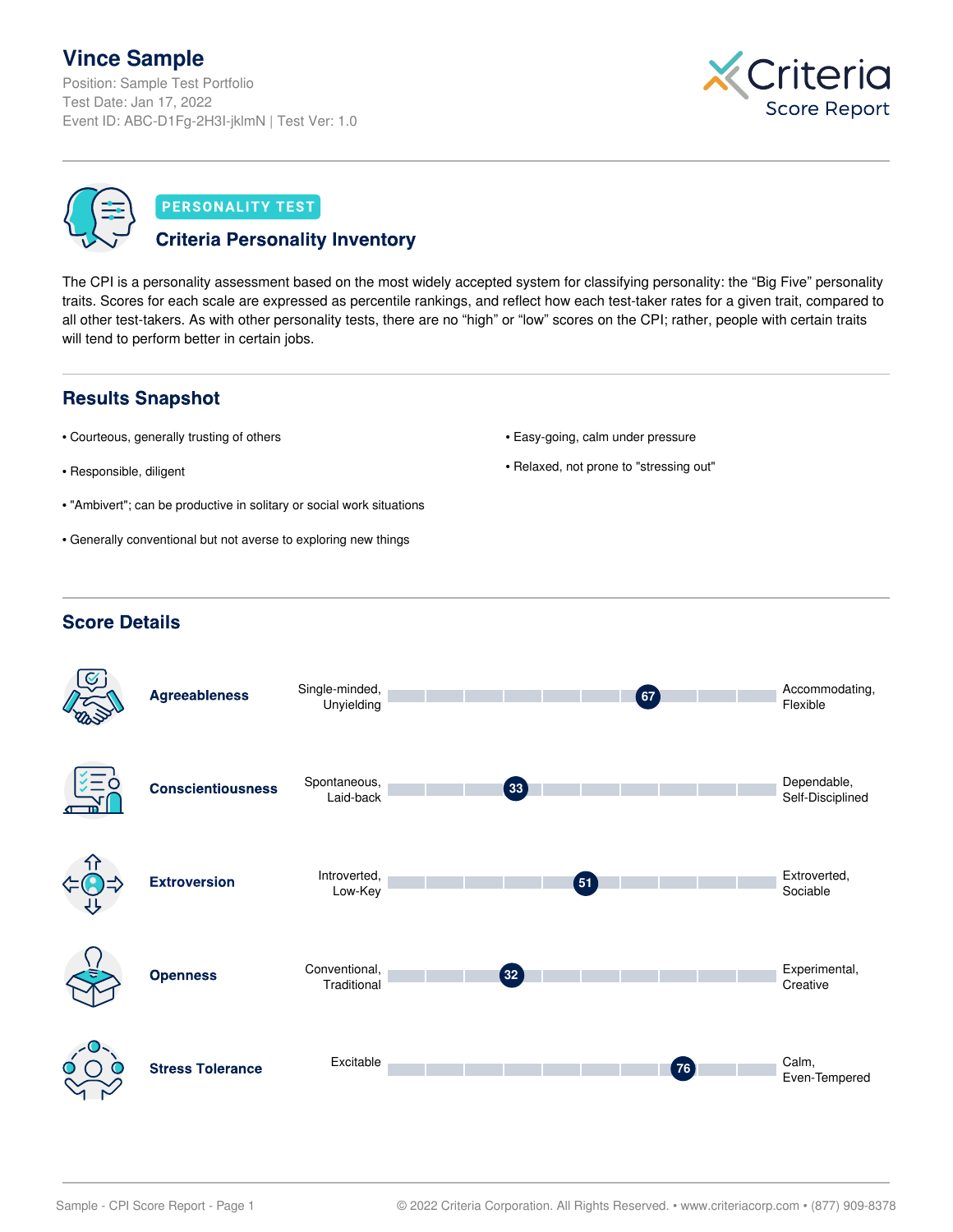# Vince Sample

Position: Sample Test Portfolio
Test Date: Jan 17, 2022
Event ID: ABC-D1Fg-2H3I-jklmN | Test Ver: 1.0

Criteria Score Report

**PERSONALITY TEST**

## Criteria Personality Inventory

The CPI is a personality assessment based on the most widely accepted system for classifying personality: the "Big Five" personality traits. Scores for each scale are expressed as percentile rankings, and reflect how each test-taker rates for a given trait, compared to all other test-takers. As with other personality tests, there are no "high" or "low" scores on the CPI; rather, people with certain traits will tend to perform better in certain jobs.

## Results Snapshot

- Courteous, generally trusting of others
- Responsible, diligent
- "Ambivert"; can be productive in solitary or social work situations
- Generally conventional but not averse to exploring new things
- Easy-going, calm under pressure
- Relaxed, not prone to "stressing out"

## Score Details

| Trait | Low End | Score | High End |
| --- | --- | --- | --- |
| **Agreeableness** | Single-minded, Unyielding | 67 | Accommodating, Flexible |
| **Conscientiousness** | Spontaneous, Laid-back | 33 | Dependable, Self-Disciplined |
| **Extroversion** | Introverted, Low-Key | 51 | Extroverted, Sociable |
| **Openness** | Conventional, Traditional | 32 | Experimental, Creative |
| **Stress Tolerance** | Excitable | 76 | Calm, Even-Tempered |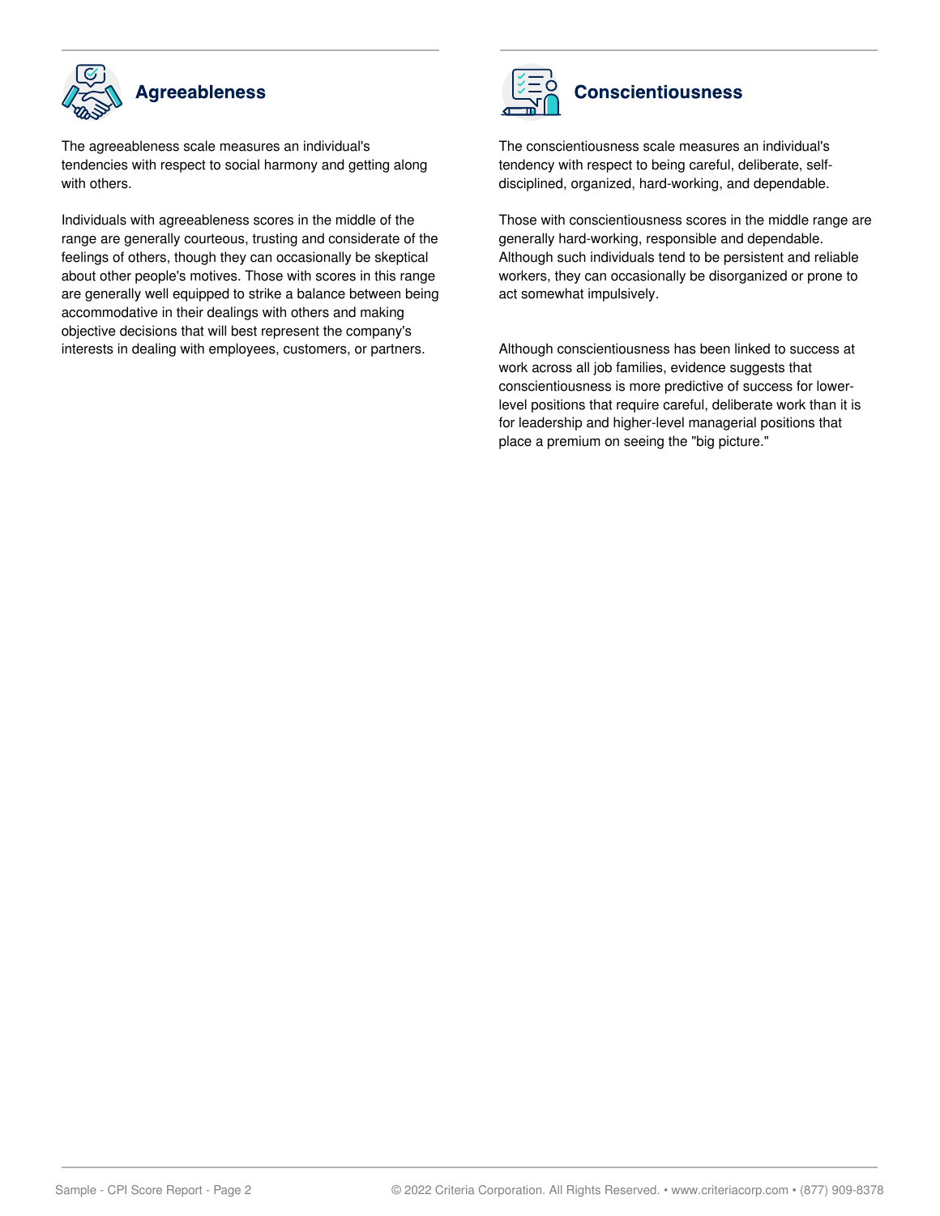## Agreeableness

The agreeableness scale measures an individual's tendencies with respect to social harmony and getting along with others.

Individuals with agreeableness scores in the middle of the range are generally courteous, trusting and considerate of the feelings of others, though they can occasionally be skeptical about other people's motives. Those with scores in this range are generally well equipped to strike a balance between being accommodative in their dealings with others and making objective decisions that will best represent the company's interests in dealing with employees, customers, or partners.

## Conscientiousness

The conscientiousness scale measures an individual's tendency with respect to being careful, deliberate, self-disciplined, organized, hard-working, and dependable.

Those with conscientiousness scores in the middle range are generally hard-working, responsible and dependable. Although such individuals tend to be persistent and reliable workers, they can occasionally be disorganized or prone to act somewhat impulsively.

Although conscientiousness has been linked to success at work across all job families, evidence suggests that conscientiousness is more predictive of success for lower-level positions that require careful, deliberate work than it is for leadership and higher-level managerial positions that place a premium on seeing the "big picture."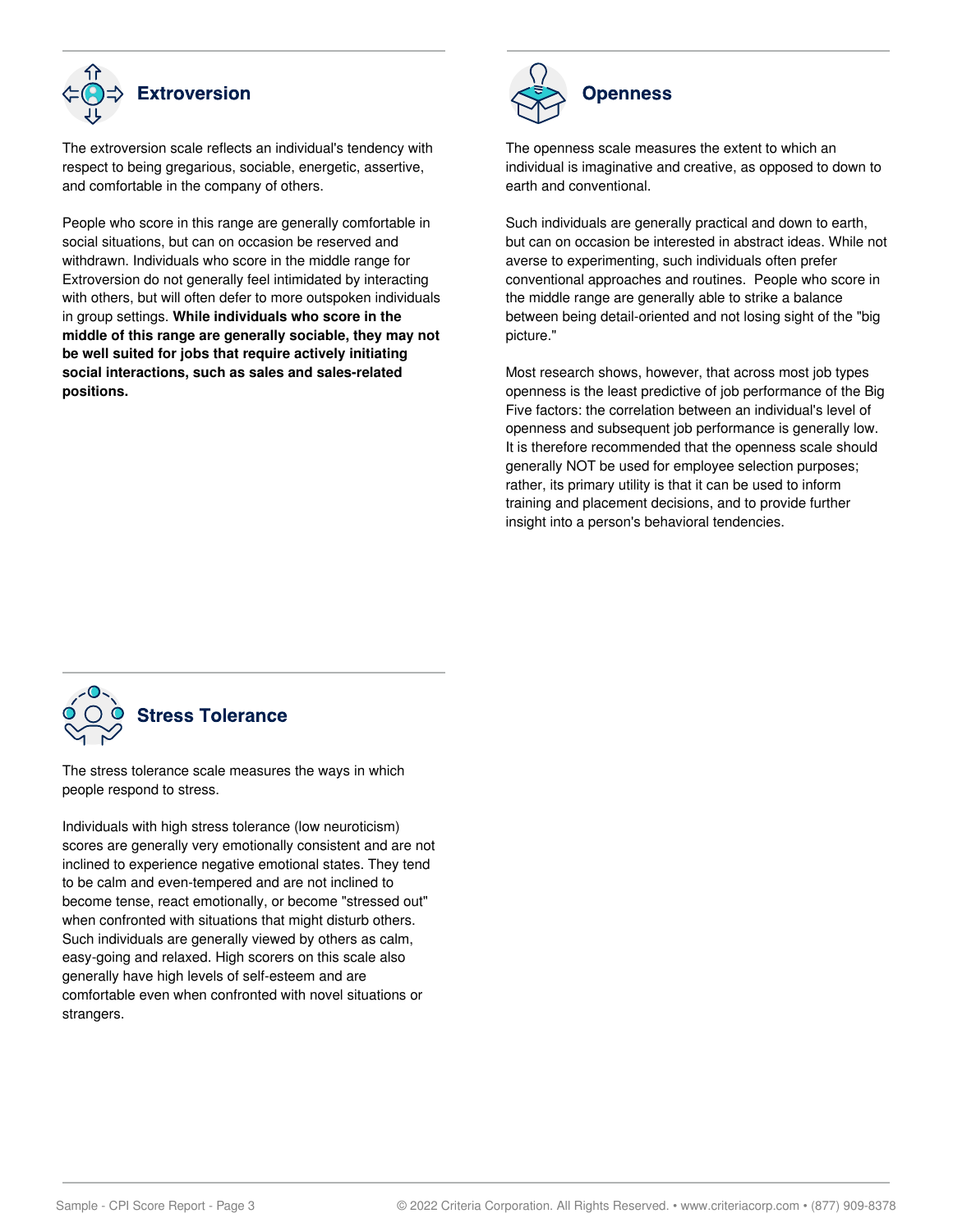## Extroversion

The extroversion scale reflects an individual's tendency with respect to being gregarious, sociable, energetic, assertive, and comfortable in the company of others.

People who score in this range are generally comfortable in social situations, but can on occasion be reserved and withdrawn. Individuals who score in the middle range for Extroversion do not generally feel intimidated by interacting with others, but will often defer to more outspoken individuals in group settings. **While individuals who score in the middle of this range are generally sociable, they may not be well suited for jobs that require actively initiating social interactions, such as sales and sales-related positions.**

## Openness

The openness scale measures the extent to which an individual is imaginative and creative, as opposed to down to earth and conventional.

Such individuals are generally practical and down to earth, but can on occasion be interested in abstract ideas. While not averse to experimenting, such individuals often prefer conventional approaches and routines. People who score in the middle range are generally able to strike a balance between being detail-oriented and not losing sight of the "big picture."

Most research shows, however, that across most job types openness is the least predictive of job performance of the Big Five factors: the correlation between an individual's level of openness and subsequent job performance is generally low. It is therefore recommended that the openness scale should generally NOT be used for employee selection purposes; rather, its primary utility is that it can be used to inform training and placement decisions, and to provide further insight into a person's behavioral tendencies.

## Stress Tolerance

The stress tolerance scale measures the ways in which people respond to stress.

Individuals with high stress tolerance (low neuroticism) scores are generally very emotionally consistent and are not inclined to experience negative emotional states. They tend to be calm and even-tempered and are not inclined to become tense, react emotionally, or become "stressed out" when confronted with situations that might disturb others. Such individuals are generally viewed by others as calm, easy-going and relaxed. High scorers on this scale also generally have high levels of self-esteem and are comfortable even when confronted with novel situations or strangers.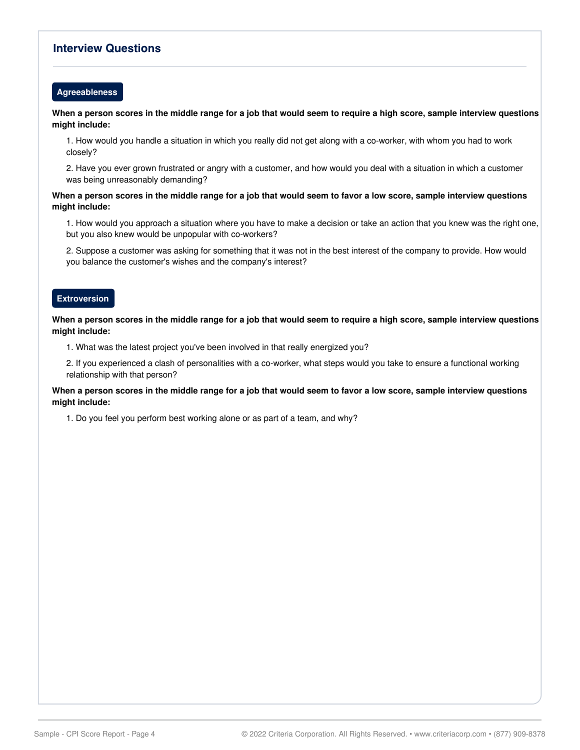## Interview Questions

### Agreeableness

**When a person scores in the middle range for a job that would seem to require a high score, sample interview questions might include:**

1. How would you handle a situation in which you really did not get along with a co-worker, with whom you had to work closely?
2. Have you ever grown frustrated or angry with a customer, and how would you deal with a situation in which a customer was being unreasonably demanding?

**When a person scores in the middle range for a job that would seem to favor a low score, sample interview questions might include:**

1. How would you approach a situation where you have to make a decision or take an action that you knew was the right one, but you also knew would be unpopular with co-workers?
2. Suppose a customer was asking for something that it was not in the best interest of the company to provide. How would you balance the customer's wishes and the company's interest?

### Extroversion

**When a person scores in the middle range for a job that would seem to require a high score, sample interview questions might include:**

1. What was the latest project you've been involved in that really energized you?
2. If you experienced a clash of personalities with a co-worker, what steps would you take to ensure a functional working relationship with that person?

**When a person scores in the middle range for a job that would seem to favor a low score, sample interview questions might include:**

1. Do you feel you perform best working alone or as part of a team, and why?